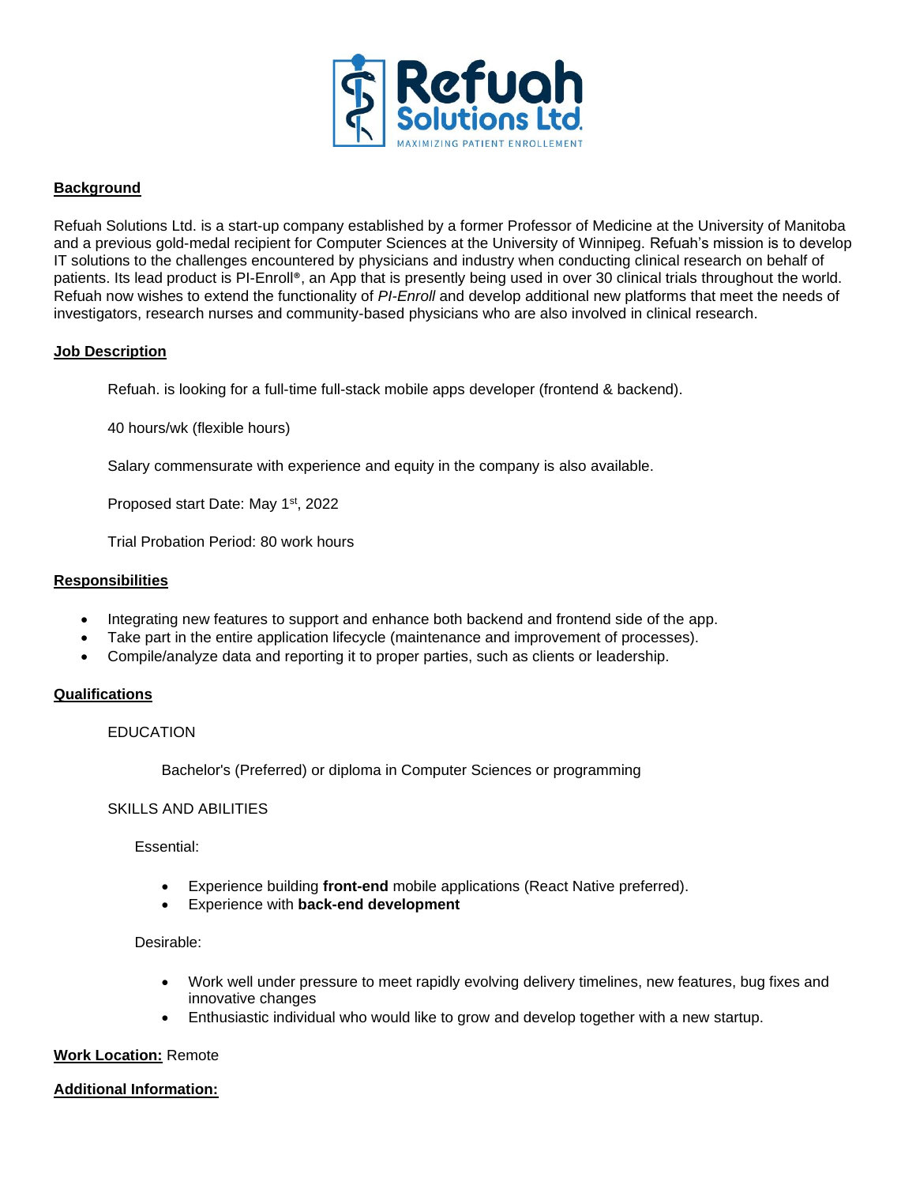## Background

Refuah Solutions Ltd. is a start-up company established by a former Professor of Medicine at the University of Manitoba and a previous gold-medal recipient for Computer Sciences at the University of Winnipeg. Refuah's mission is to develop IT solutions to the challenges encountered by physicians and industry when conducting clinical research on behalf of patients. Its lead product is PI-Enroll®, an App that is presently being used in over 30 clinical trials throughout the world. Refuah now wishes to extend the functionality of *PI-Enroll* and develop additional new platforms that meet the needs of investigators, research nurses and community-based physicians who are also involved in clinical research.

## Job Description

Refuah. is looking for a full-time full-stack mobile apps developer (frontend & backend).

40 hours/wk (flexible hours)

Salary commensurate with experience and equity in the company is also available.

Proposed start Date: May 1st, 2022

Trial Probation Period: 80 work hours

## Responsibilities

- Integrating new features to support and enhance both backend and frontend side of the app.
- Take part in the entire application lifecycle (maintenance and improvement of processes).
- Compile/analyze data and reporting it to proper parties, such as clients or leadership.

## Qualifications

EDUCATION

Bachelor's (Preferred) or diploma in Computer Sciences or programming

SKILLS AND ABILITIES

Essential:

- Experience building **front-end** mobile applications (React Native preferred).
- Experience with **back-end development**

Desirable:

- Work well under pressure to meet rapidly evolving delivery timelines, new features, bug fixes and innovative changes
- Enthusiastic individual who would like to grow and develop together with a new startup.

**Work Location:** Remote

**Additional Information:**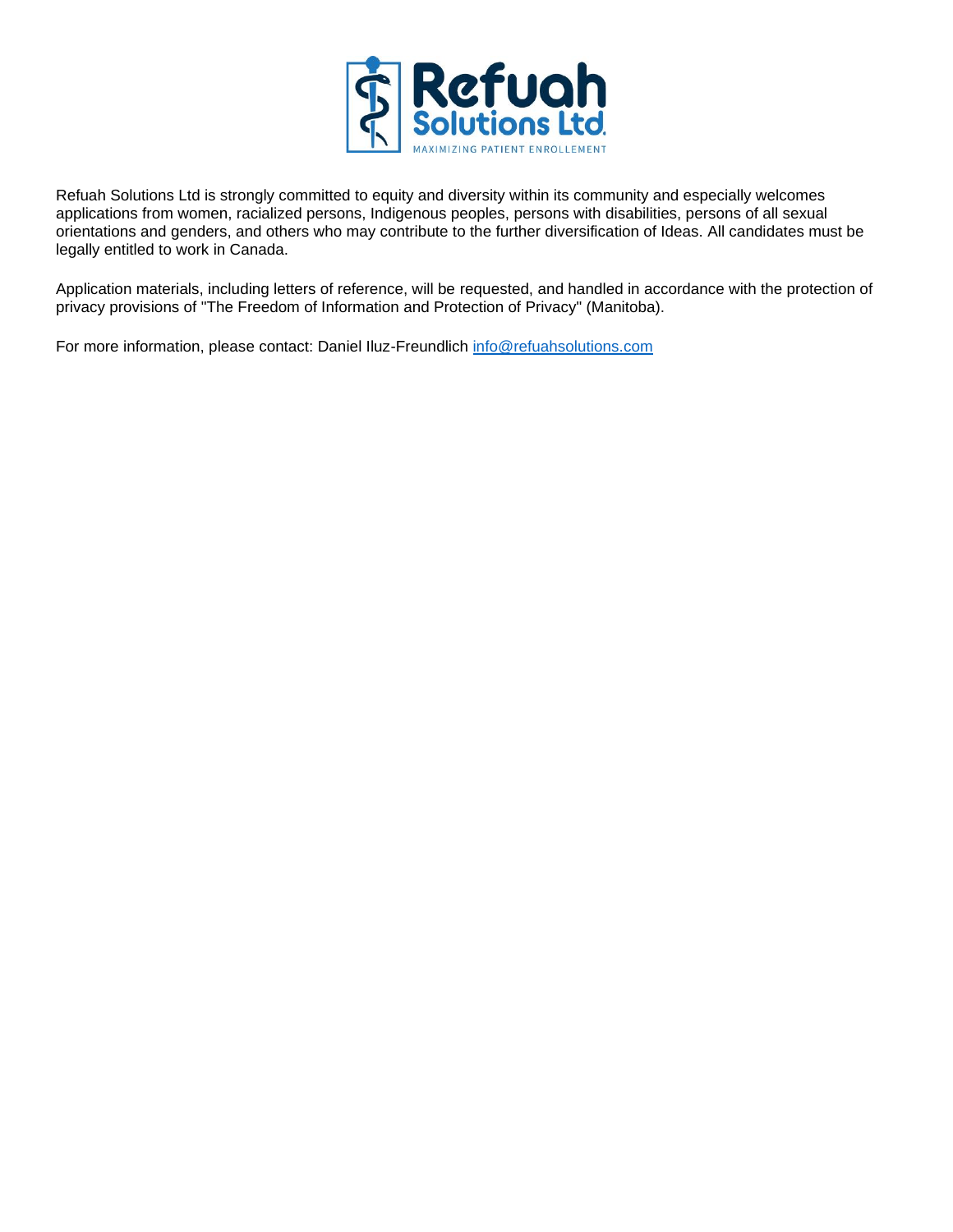Refuah Solutions Ltd is strongly committed to equity and diversity within its community and especially welcomes applications from women, racialized persons, Indigenous peoples, persons with disabilities, persons of all sexual orientations and genders, and others who may contribute to the further diversification of Ideas. All candidates must be legally entitled to work in Canada.

Application materials, including letters of reference, will be requested, and handled in accordance with the protection of privacy provisions of "The Freedom of Information and Protection of Privacy" (Manitoba).

For more information, please contact: Daniel Iluz-Freundlich info@refuahsolutions.com